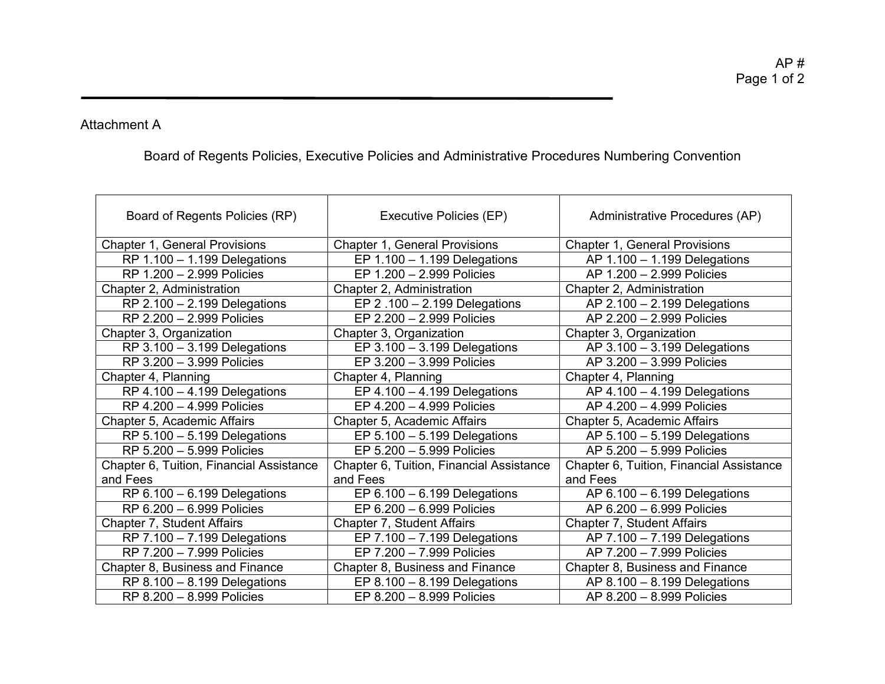Attachment A

Board of Regents Policies, Executive Policies and Administrative Procedures Numbering Convention

| Board of Regents Policies (RP) | Executive Policies (EP) | Administrative Procedures (AP) |
|---|---|---|
| Chapter 1, General Provisions | Chapter 1, General Provisions | Chapter 1, General Provisions |
| RP 1.100 – 1.199 Delegations | EP 1.100 – 1.199 Delegations | AP 1.100 – 1.199 Delegations |
| RP 1.200 – 2.999 Policies | EP 1.200 – 2.999 Policies | AP 1.200 – 2.999 Policies |
| Chapter 2, Administration | Chapter 2, Administration | Chapter 2, Administration |
| RP 2.100 – 2.199 Delegations | EP 2 .100 – 2.199 Delegations | AP 2.100 – 2.199 Delegations |
| RP 2.200 – 2.999 Policies | EP 2.200 – 2.999 Policies | AP 2.200 – 2.999 Policies |
| Chapter 3, Organization | Chapter 3, Organization | Chapter 3, Organization |
| RP 3.100 – 3.199 Delegations | EP 3.100 – 3.199 Delegations | AP 3.100 – 3.199 Delegations |
| RP 3.200 – 3.999 Policies | EP 3.200 – 3.999 Policies | AP 3.200 – 3.999 Policies |
| Chapter 4, Planning | Chapter 4, Planning | Chapter 4, Planning |
| RP 4.100 – 4.199 Delegations | EP 4.100 – 4.199 Delegations | AP 4.100 – 4.199 Delegations |
| RP 4.200 – 4.999 Policies | EP 4.200 – 4.999 Policies | AP 4.200 – 4.999 Policies |
| Chapter 5, Academic Affairs | Chapter 5, Academic Affairs | Chapter 5, Academic Affairs |
| RP 5.100 – 5.199 Delegations | EP 5.100 – 5.199 Delegations | AP 5.100 – 5.199 Delegations |
| RP 5.200 – 5.999 Policies | EP 5.200 – 5.999 Policies | AP 5.200 – 5.999 Policies |
| Chapter 6, Tuition, Financial Assistance and Fees | Chapter 6, Tuition, Financial Assistance and Fees | Chapter 6, Tuition, Financial Assistance and Fees |
| RP 6.100 – 6.199 Delegations | EP 6.100 – 6.199 Delegations | AP 6.100 – 6.199 Delegations |
| RP 6.200 – 6.999 Policies | EP 6.200 – 6.999 Policies | AP 6.200 – 6.999 Policies |
| Chapter 7, Student Affairs | Chapter 7, Student Affairs | Chapter 7, Student Affairs |
| RP 7.100 – 7.199 Delegations | EP 7.100 – 7.199 Delegations | AP 7.100 – 7.199 Delegations |
| RP 7.200 – 7.999 Policies | EP 7.200 – 7.999 Policies | AP 7.200 – 7.999 Policies |
| Chapter 8, Business and Finance | Chapter 8, Business and Finance | Chapter 8, Business and Finance |
| RP 8.100 – 8.199 Delegations | EP 8.100 – 8.199 Delegations | AP 8.100 – 8.199 Delegations |
| RP 8.200 – 8.999 Policies | EP 8.200 – 8.999 Policies | AP 8.200 – 8.999 Policies |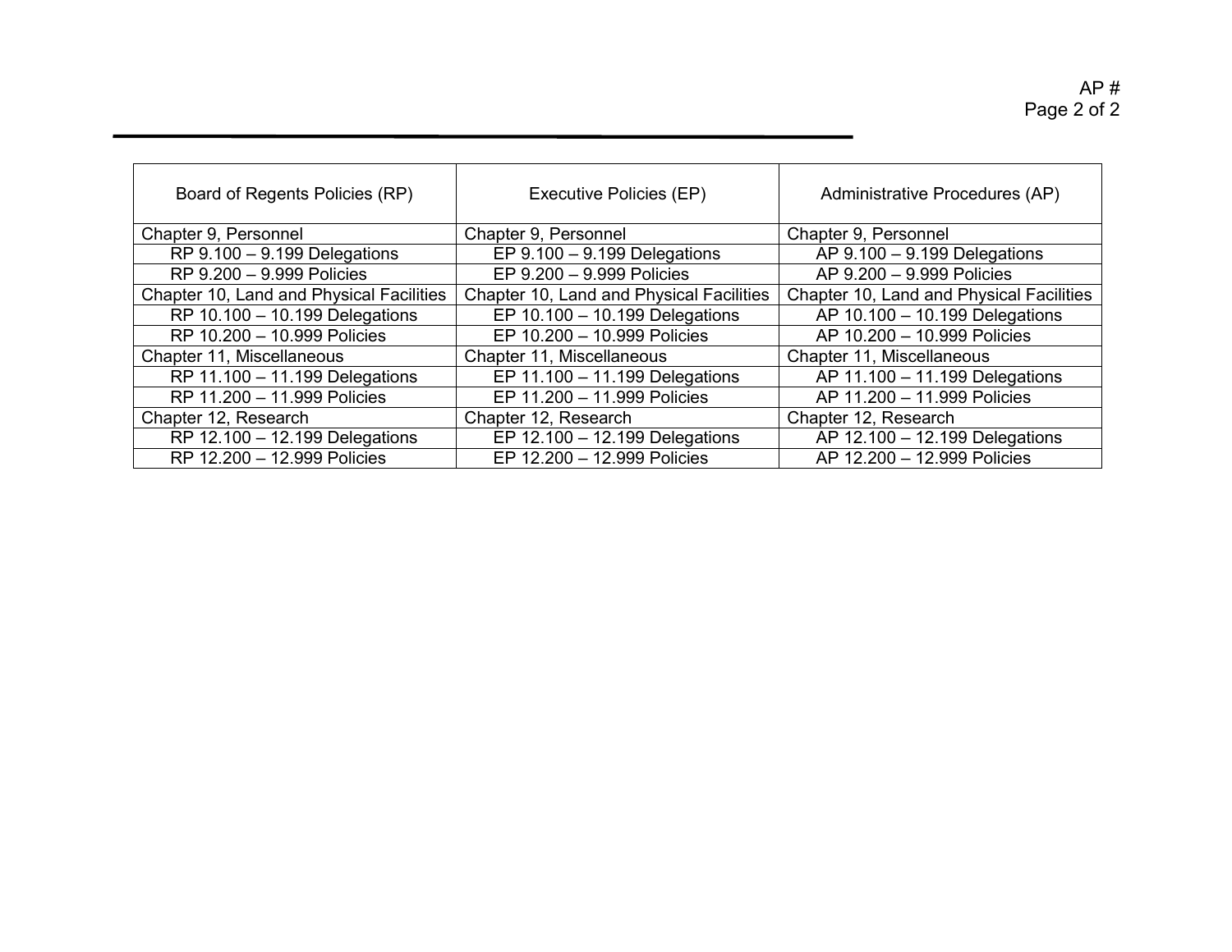| Board of Regents Policies (RP) | Executive Policies (EP) | Administrative Procedures (AP) |
| --- | --- | --- |
| Chapter 9, Personnel | Chapter 9, Personnel | Chapter 9, Personnel |
| RP 9.100 – 9.199 Delegations | EP 9.100 – 9.199 Delegations | AP 9.100 – 9.199 Delegations |
| RP 9.200 – 9.999 Policies | EP 9.200 – 9.999 Policies | AP 9.200 – 9.999 Policies |
| Chapter 10, Land and Physical Facilities | Chapter 10, Land and Physical Facilities | Chapter 10, Land and Physical Facilities |
| RP 10.100 – 10.199 Delegations | EP 10.100 – 10.199 Delegations | AP 10.100 – 10.199 Delegations |
| RP 10.200 – 10.999 Policies | EP 10.200 – 10.999 Policies | AP 10.200 – 10.999 Policies |
| Chapter 11, Miscellaneous | Chapter 11, Miscellaneous | Chapter 11, Miscellaneous |
| RP 11.100 – 11.199 Delegations | EP 11.100 – 11.199 Delegations | AP 11.100 – 11.199 Delegations |
| RP 11.200 – 11.999 Policies | EP 11.200 – 11.999 Policies | AP 11.200 – 11.999 Policies |
| Chapter 12, Research | Chapter 12, Research | Chapter 12, Research |
| RP 12.100 – 12.199 Delegations | EP 12.100 – 12.199 Delegations | AP 12.100 – 12.199 Delegations |
| RP 12.200 – 12.999 Policies | EP 12.200 – 12.999 Policies | AP 12.200 – 12.999 Policies |